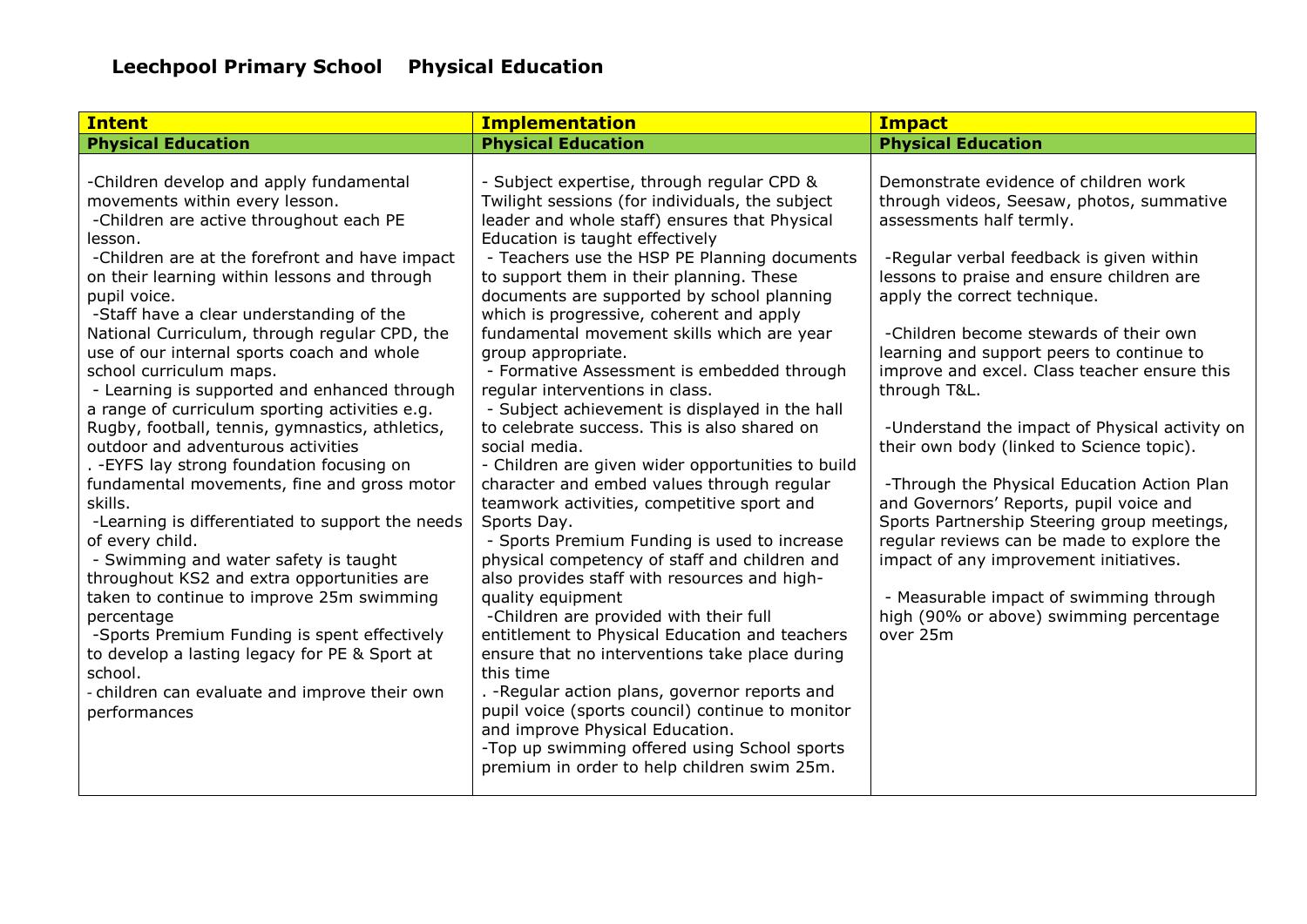# Leechpool Primary School Physical Education

| Intent | Implementation | Impact |
|---|---|---|
| **Physical Education** | **Physical Education** | **Physical Education** |
| -Children develop and apply fundamental movements within every lesson.<br>-Children are active throughout each PE lesson.<br>-Children are at the forefront and have impact on their learning within lessons and through pupil voice.<br>-Staff have a clear understanding of the National Curriculum, through regular CPD, the use of our internal sports coach and whole school curriculum maps.<br>- Learning is supported and enhanced through a range of curriculum sporting activities e.g. Rugby, football, tennis, gymnastics, athletics, outdoor and adventurous activities<br>. -EYFS lay strong foundation focusing on fundamental movements, fine and gross motor skills.<br>-Learning is differentiated to support the needs of every child.<br>- Swimming and water safety is taught throughout KS2 and extra opportunities are taken to continue to improve 25m swimming percentage<br>-Sports Premium Funding is spent effectively to develop a lasting legacy for PE & Sport at school.<br>- children can evaluate and improve their own performances | - Subject expertise, through regular CPD & Twilight sessions (for individuals, the subject leader and whole staff) ensures that Physical Education is taught effectively<br>- Teachers use the HSP PE Planning documents to support them in their planning. These documents are supported by school planning which is progressive, coherent and apply fundamental movement skills which are year group appropriate.<br>- Formative Assessment is embedded through regular interventions in class.<br>- Subject achievement is displayed in the hall to celebrate success. This is also shared on social media.<br>- Children are given wider opportunities to build character and embed values through regular teamwork activities, competitive sport and Sports Day.<br>- Sports Premium Funding is used to increase physical competency of staff and children and also provides staff with resources and high-quality equipment<br>-Children are provided with their full entitlement to Physical Education and teachers ensure that no interventions take place during this time<br>. -Regular action plans, governor reports and pupil voice (sports council) continue to monitor and improve Physical Education.<br>-Top up swimming offered using School sports premium in order to help children swim 25m. | Demonstrate evidence of children work through videos, Seesaw, photos, summative assessments half termly.<br><br>-Regular verbal feedback is given within lessons to praise and ensure children are apply the correct technique.<br><br>-Children become stewards of their own learning and support peers to continue to improve and excel. Class teacher ensure this through T&L.<br><br>-Understand the impact of Physical activity on their own body (linked to Science topic).<br><br>-Through the Physical Education Action Plan and Governors' Reports, pupil voice and Sports Partnership Steering group meetings, regular reviews can be made to explore the impact of any improvement initiatives.<br><br>- Measurable impact of swimming through high (90% or above) swimming percentage over 25m |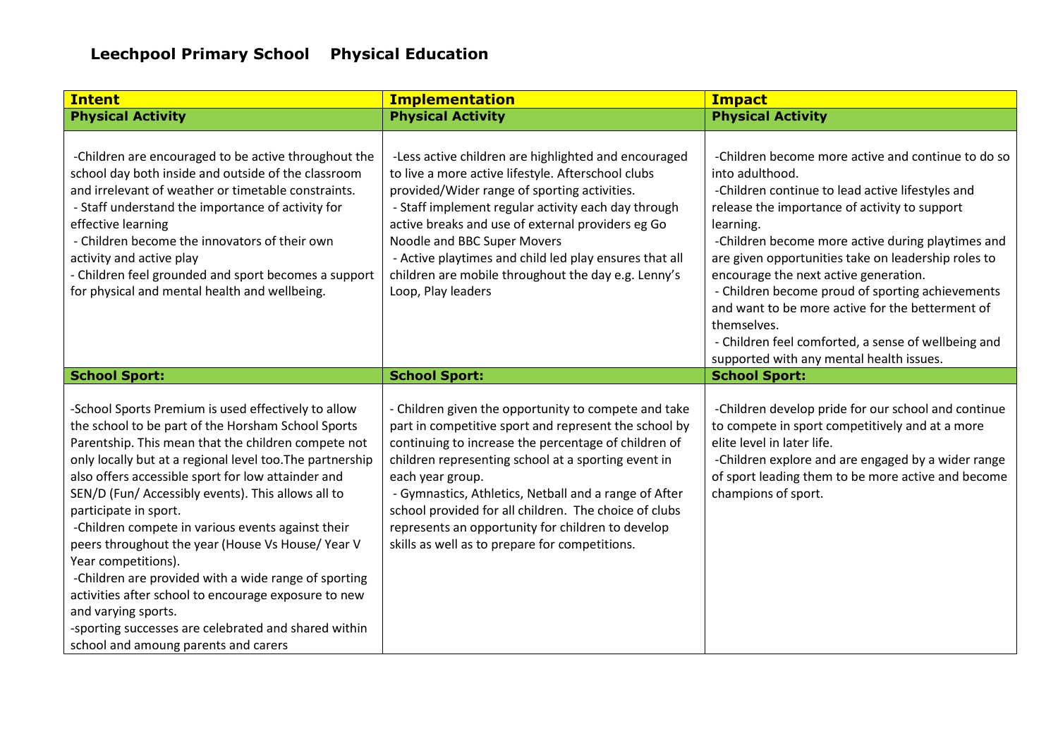# Leechpool Primary School Physical Education

| Intent | Implementation | Impact |
|---|---|---|
| **Physical Activity** | **Physical Activity** | **Physical Activity** |
| -Children are encouraged to be active throughout the school day both inside and outside of the classroom and irrelevant of weather or timetable constraints.<br>- Staff understand the importance of activity for effective learning<br>- Children become the innovators of their own activity and active play<br>- Children feel grounded and sport becomes a support for physical and mental health and wellbeing. | -Less active children are highlighted and encouraged to live a more active lifestyle. Afterschool clubs provided/Wider range of sporting activities.<br>- Staff implement regular activity each day through active breaks and use of external providers eg Go Noodle and BBC Super Movers<br>- Active playtimes and child led play ensures that all children are mobile throughout the day e.g. Lenny's Loop, Play leaders | -Children become more active and continue to do so into adulthood.<br>-Children continue to lead active lifestyles and release the importance of activity to support learning.<br>-Children become more active during playtimes and are given opportunities take on leadership roles to encourage the next active generation.<br>- Children become proud of sporting achievements and want to be more active for the betterment of themselves.<br>- Children feel comforted, a sense of wellbeing and supported with any mental health issues. |
| **School Sport:** | **School Sport:** | **School Sport:** |
| -School Sports Premium is used effectively to allow the school to be part of the Horsham School Sports Parentship. This mean that the children compete not only locally but at a regional level too.The partnership also offers accessible sport for low attainder and SEN/D (Fun/ Accessibly events). This allows all to participate in sport.<br>-Children compete in various events against their peers throughout the year (House Vs House/ Year V Year competitions).<br>-Children are provided with a wide range of sporting activities after school to encourage exposure to new and varying sports.<br>-sporting successes are celebrated and shared within school and amoung parents and carers | - Children given the opportunity to compete and take part in competitive sport and represent the school by continuing to increase the percentage of children of children representing school at a sporting event in each year group.<br>- Gymnastics, Athletics, Netball and a range of After school provided for all children. The choice of clubs represents an opportunity for children to develop skills as well as to prepare for competitions. | -Children develop pride for our school and continue to compete in sport competitively and at a more elite level in later life.<br>-Children explore and are engaged by a wider range of sport leading them to be more active and become champions of sport. |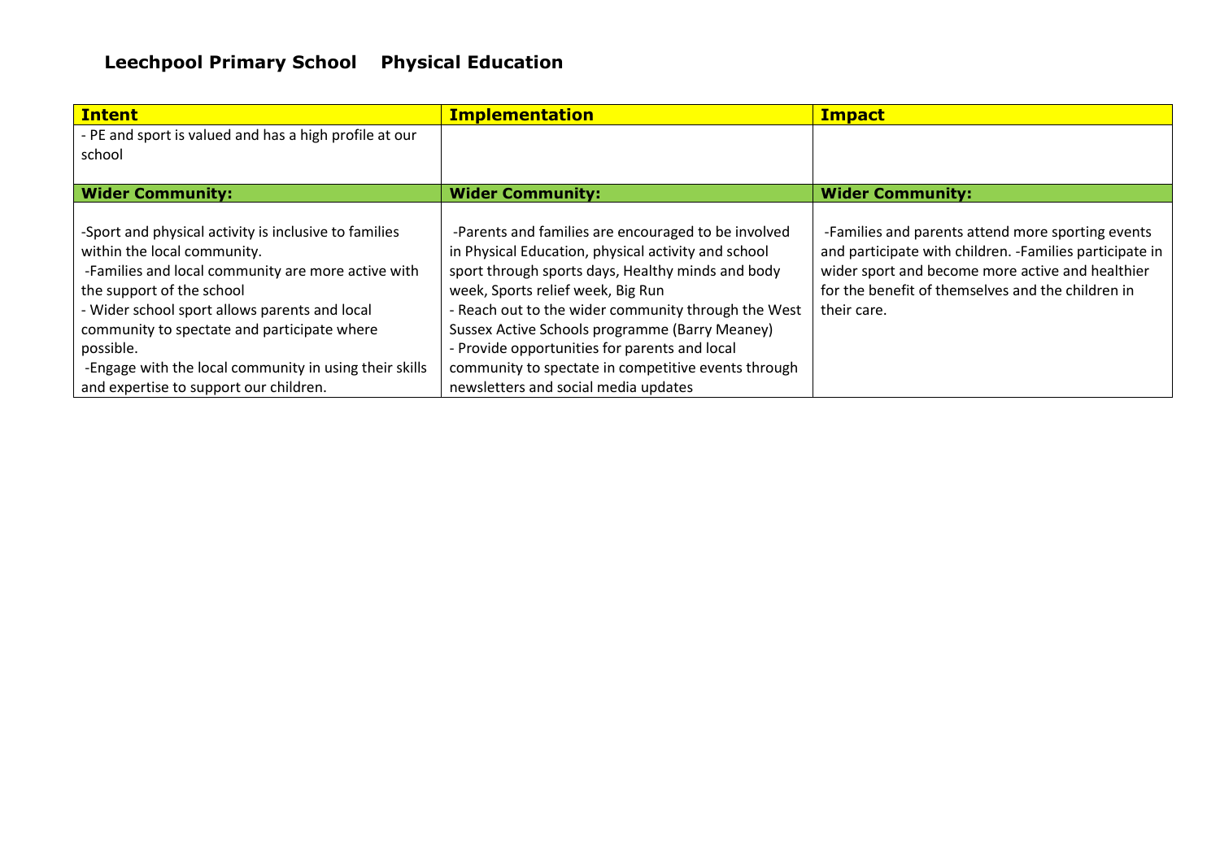## Leechpool Primary School  Physical Education

| Intent | Implementation | Impact |
|---|---|---|
| - PE and sport is valued and has a high profile at our school | | |
| **Wider Community:** | **Wider Community:** | **Wider Community:** |
| -Sport and physical activity is inclusive to families within the local community.<br>-Families and local community are more active with the support of the school<br>- Wider school sport allows parents and local community to spectate and participate where possible.<br>-Engage with the local community in using their skills and expertise to support our children. | -Parents and families are encouraged to be involved in Physical Education, physical activity and school sport through sports days, Healthy minds and body week, Sports relief week, Big Run<br>- Reach out to the wider community through the West Sussex Active Schools programme (Barry Meaney)<br>- Provide opportunities for parents and local community to spectate in competitive events through newsletters and social media updates | -Families and parents attend more sporting events and participate with children. -Families participate in wider sport and become more active and healthier for the benefit of themselves and the children in their care. |